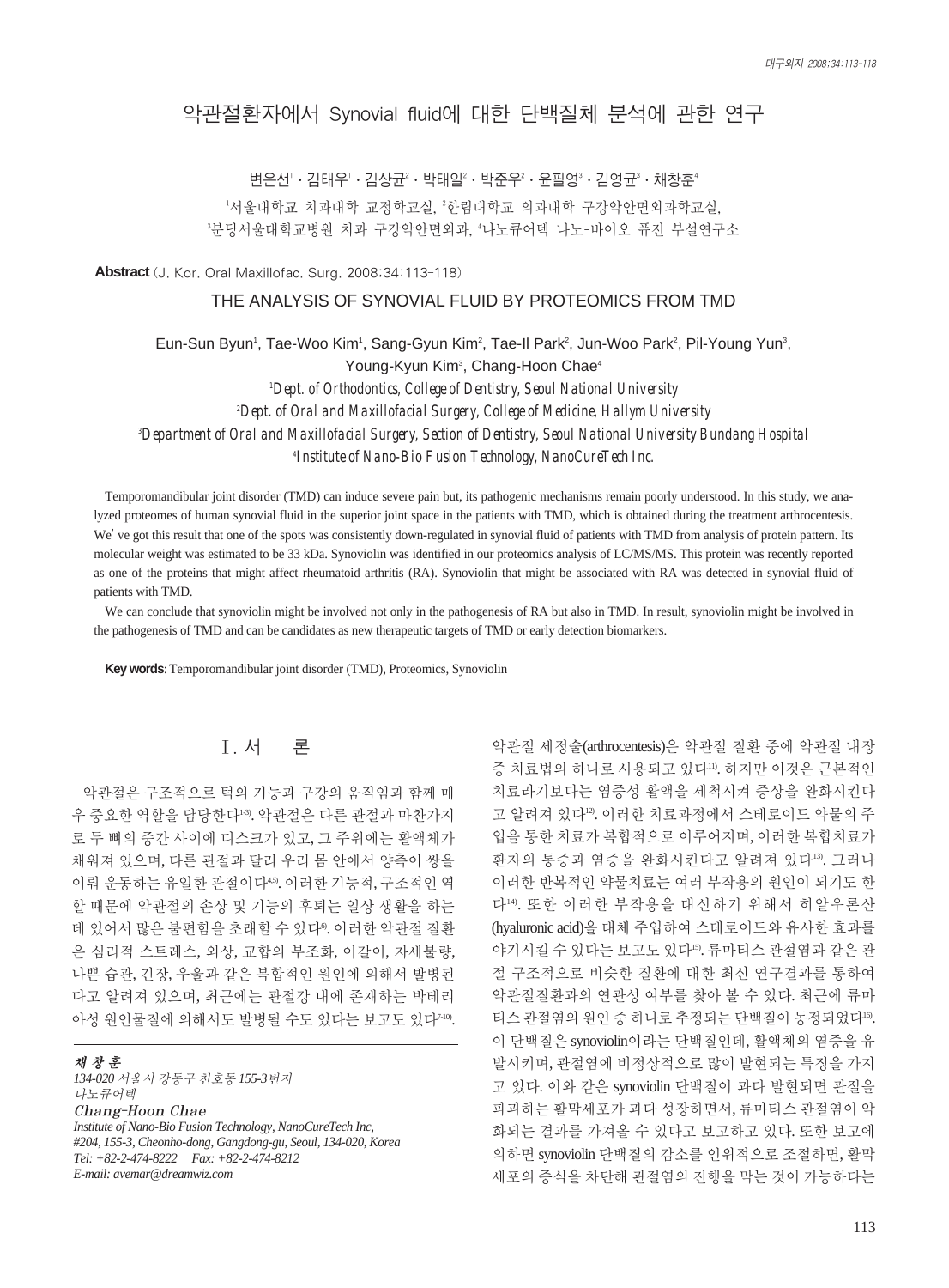# 악관절환자에서 Synovial fluid에 대한 단백질체 분석에 관한 연구

변은선[1] · 김태우[1] · 김상균[2] · 박태일[2] · 박준우[2] · 윤필영[3] · 김영균[3] · 채창훈[4]

[1]서울대학교 치과대학 교정학교실, [2]한림대학교 의과대학 구강악안면외과학교실,
[3]분당서울대학교병원 치과 구강악안면외과, [4]나노큐어텍 나노-바이오 퓨전 부설연구소

**Abstract** (J. Kor. Oral Maxillofac. Surg. 2008;34:113-118)

## THE ANALYSIS OF SYNOVIAL FLUID BY PROTEOMICS FROM TMD

Eun-Sun Byun[1], Tae-Woo Kim[1], Sang-Gyun Kim[2], Tae-Il Park[2], Jun-Woo Park[2], Pil-Young Yun[3], Young-Kyun Kim[3], Chang-Hoon Chae[4]

[1]*Dept. of Orthodontics, College of Dentistry, Seoul National University*
[2]*Dept. of Oral and Maxillofacial Surgery, College of Medicine, Hallym University*
[3]*Department of Oral and Maxillofacial Surgery, Section of Dentistry, Seoul National University Bundang Hospital*
[4]*Institute of Nano-Bio Fusion Technology, NanoCureTech Inc.*

Temporomandibular joint disorder (TMD) can induce severe pain but, its pathogenic mechanisms remain poorly understood. In this study, we analyzed proteomes of human synovial fluid in the superior joint space in the patients with TMD, which is obtained during the treatment arthrocentesis. We' ve got this result that one of the spots was consistently down-regulated in synovial fluid of patients with TMD from analysis of protein pattern. Its molecular weight was estimated to be 33 kDa. Synoviolin was identified in our proteomics analysis of LC/MS/MS. This protein was recently reported as one of the proteins that might affect rheumatoid arthritis (RA). Synoviolin that might be associated with RA was detected in synovial fluid of patients with TMD.

We can conclude that synoviolin might be involved not only in the pathogenesis of RA but also in TMD. In result, synoviolin might be involved in the pathogenesis of TMD and can be candidates as new therapeutic targets of TMD or early detection biomarkers.

**Key words**: Temporomandibular joint disorder (TMD), Proteomics, Synoviolin

## Ⅰ. 서 론

악관절은 구조적으로 턱의 기능과 구강의 움직임과 함께 매우 중요한 역할을 담당한다[1-3]. 악관절은 다른 관절과 마찬가지로 두 뼈의 중간 사이에 디스크가 있고, 그 주위에는 활액체가 채워져 있으며, 다른 관절과 달리 우리 몸 안에서 양측이 쌍을 이뤄 운동하는 유일한 관절이다[4,5]. 이러한 기능적, 구조적인 역할 때문에 악관절의 손상 및 기능의 후퇴는 일상 생활을 하는데 있어서 많은 불편함을 초래할 수 있다[6]. 이러한 악관절 질환은 심리적 스트레스, 외상, 교합의 부조화, 이갈이, 자세불량, 나쁜 습관, 긴장, 우울과 같은 복합적인 원인에 의해서 발병된다고 알려져 있으며, 최근에는 관절강 내에 존재하는 박테리아성 원인물질에 의해서도 발병될 수도 있다는 보고도 있다[7-10].

악관절 세정술(arthrocentesis)은 악관절 질환 중에 악관절 내장증 치료법의 하나로 사용되고 있다[11]. 하지만 이것은 근본적인 치료라기보다는 염증성 활액을 세척시켜 증상을 완화시킨다고 알려져 있다[12]. 이러한 치료과정에서 스테로이드 약물의 주입을 통한 치료가 복합적으로 이루어지며, 이러한 복합치료가 환자의 통증과 염증을 완화시킨다고 알려져 있다[13]. 그러나 이러한 반복적인 약물치료는 여러 부작용의 원인이 되기도 한다[14]. 또한 이러한 부작용을 대신하기 위해서 히알우론산(hyaluronic acid)을 대체 주입하여 스테로이드와 유사한 효과를 야기시킬 수 있다는 보고도 있다[15]. 류마티스 관절염과 같은 관절 구조적으로 비슷한 질환에 대한 최신 연구결과를 통하여 악관절질환과의 연관성 여부를 찾아 볼 수 있다. 최근에 류마티스 관절염의 원인 중 하나로 추정되는 단백질이 동정되었다[16]. 이 단백질은 synoviolin이라는 단백질인데, 활액체의 염증을 유발시키며, 관절염에 비정상적으로 많이 발현되는 특징을 가지고 있다. 이와 같은 synoviolin 단백질이 과다 발현되면 관절을 파괴하는 활막세포가 과다 성장하면서, 류마티스 관절염이 악화되는 결과를 가져올 수 있다고 보고하고 있다. 또한 보고에 의하면 synoviolin 단백질의 감소를 인위적으로 조절하면, 활막세포의 증식을 차단해 관절염의 진행을 막는 것이 가능하다는

---

***채 창 훈***
*134-020 서울시 강동구 천호동 155-3번지*
*나노큐어텍*
***Chang-Hoon Chae***
*Institute of Nano-Bio Fusion Technology, NanoCureTech Inc,*
*#204, 155-3, Cheonho-dong, Gangdong-gu, Seoul, 134-020, Korea*
*Tel: +82-2-474-8222 Fax: +82-2-474-8212*
*E-mail: avemar@dreamwiz.com*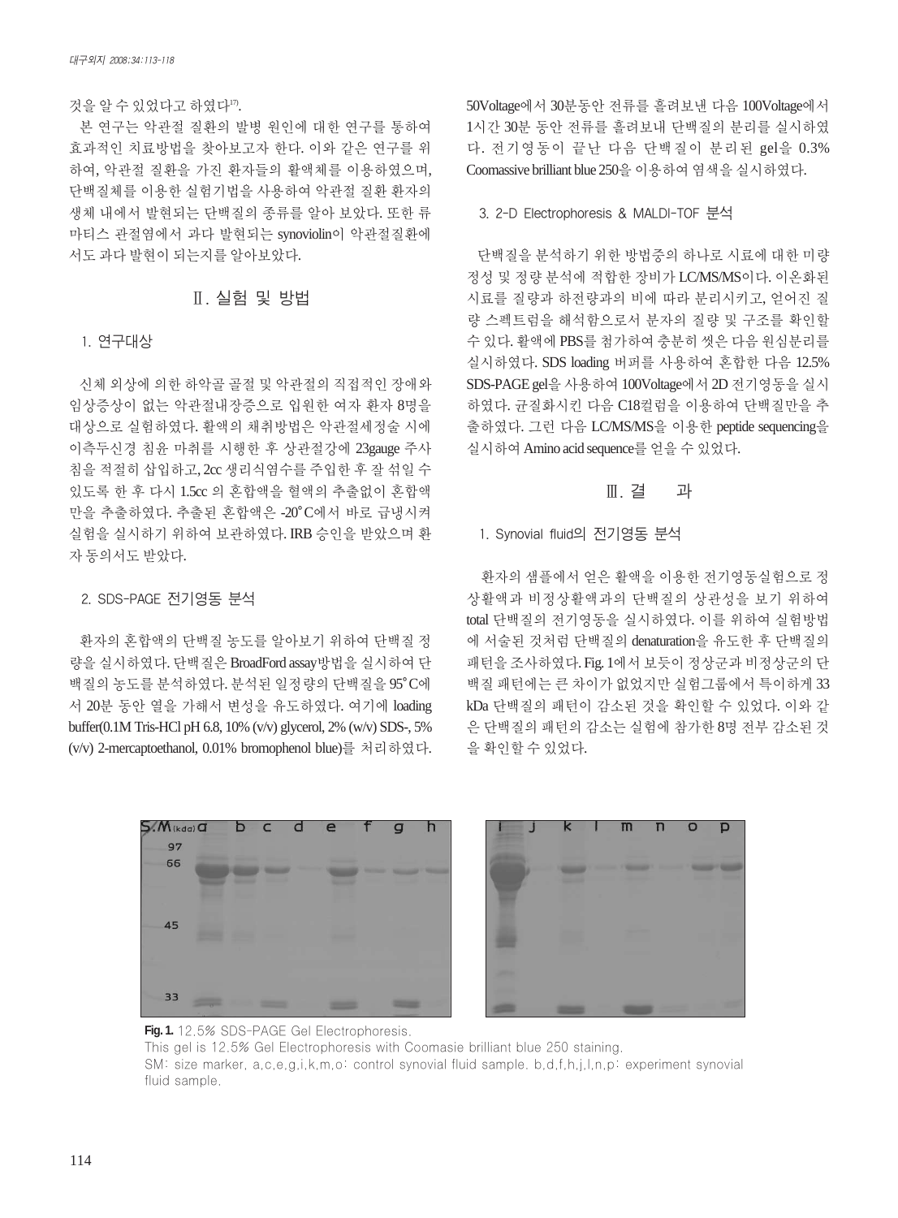것을 알 수 있었다고 하였다[17].

본 연구는 악관절 질환의 발병 원인에 대한 연구를 통하여 효과적인 치료방법을 찾아보고자 한다. 이와 같은 연구를 위하여, 악관절 질환을 가진 환자들의 활액체를 이용하였으며, 단백질체를 이용한 실험기법을 사용하여 악관절 질환 환자의 생체 내에서 발현되는 단백질의 종류를 알아 보았다. 또한 류마티스 관절염에서 과다 발현되는 synoviolin이 악관절질환에서도 과다 발현이 되는지를 알아보았다.

## Ⅱ. 실험 및 방법

### 1. 연구대상

신체 외상에 의한 하악골 골절 및 악관절의 직접적인 장애와 임상증상이 없는 악관절내장증으로 입원한 여자 환자 8명을 대상으로 실험하였다. 활액의 채취방법은 악관절세정술 시에 이측두신경 침윤 마취를 시행한 후 상관절강에 23gauge 주사침을 적절히 삽입하고, 2cc 생리식염수를 주입한 후 잘 섞일 수 있도록 한 후 다시 1.5cc 의 혼합액을 혈액의 추출없이 혼합액만을 추출하였다. 추출된 혼합액은 -20°C에서 바로 급냉시켜 실험을 실시하기 위하여 보관하였다. IRB 승인을 받았으며 환자 동의서도 받았다.

### 2. SDS-PAGE 전기영동 분석

환자의 혼합액의 단백질 농도를 알아보기 위하여 단백질 정량을 실시하였다. 단백질은 BroadFord assay방법을 실시하여 단백질의 농도를 분석하였다. 분석된 일정량의 단백질을 95°C에서 20분 동안 열을 가해서 변성을 유도하였다. 여기에 loading buffer(0.1M Tris-HCl pH 6.8, 10% (v/v) glycerol, 2% (w/v) SDS-, 5% (v/v) 2-mercaptoethanol, 0.01% bromophenol blue)를 처리하였다. 50Voltage에서 30분동안 전류를 흘려보낸 다음 100Voltage에서 1시간 30분 동안 전류를 흘려보내 단백질의 분리를 실시하였다. 전기영동이 끝난 다음 단백질이 분리된 gel을 0.3% Coomassive brilliant blue 250을 이용하여 염색을 실시하였다.

### 3. 2-D Electrophoresis & MALDI-TOF 분석

단백질을 분석하기 위한 방법중의 하나로 시료에 대한 미량 정성 및 정량 분석에 적합한 장비가 LC/MS/MS이다. 이온화된 시료를 질량과 하전량과의 비에 따라 분리시키고, 얻어진 질량 스펙트럼을 해석함으로서 분자의 질량 및 구조를 확인할 수 있다. 활액에 PBS를 첨가하여 충분히 씻은 다음 원심분리를 실시하였다. SDS loading 버퍼를 사용하여 혼합한 다음 12.5% SDS-PAGE gel을 사용하여 100Voltage에서 2D 전기영동을 실시하였다. 균질화시킨 다음 C18컬럼을 이용하여 단백질만을 추출하였다. 그런 다음 LC/MS/MS을 이용한 peptide sequencing을 실시하여 Amino acid sequence를 얻을 수 있었다.

## Ⅲ. 결 과

### 1. Synovial fluid의 전기영동 분석

환자의 샘플에서 얻은 활액을 이용한 전기영동실험으로 정상활액과 비정상활액과의 단백질의 상관성을 보기 위하여 total 단백질의 전기영동을 실시하였다. 이를 위하여 실험방법에 서술된 것처럼 단백질의 denaturation을 유도한 후 단백질의 패턴을 조사하였다. Fig. 1에서 보듯이 정상군과 비정상군의 단백질 패턴에는 큰 차이가 없었지만 실험그룹에서 특이하게 33 kDa 단백질의 패턴이 감소된 것을 확인할 수 있었다. 이와 같은 단백질의 패턴의 감소는 실험에 참가한 8명 전부 감소된 것을 확인할 수 있었다.

**Fig. 1.** 12.5% SDS-PAGE Gel Electrophoresis.
This gel is 12.5% Gel Electrophoresis with Coomasie brilliant blue 250 staining.
SM: size marker, a,c,e,g,i,k,m,o: control synovial fluid sample. b,d,f,h,j,l,n,p: experiment synovial fluid sample.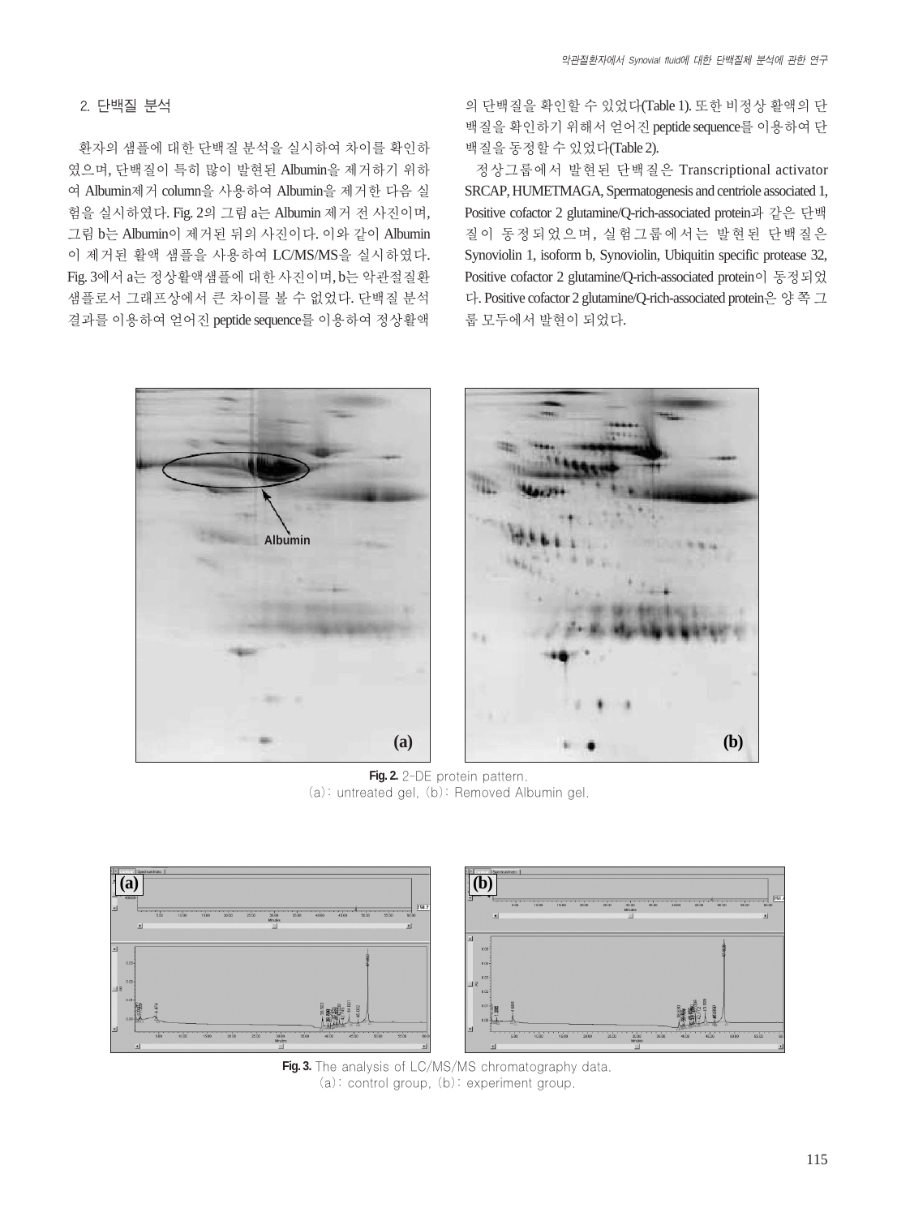## 2. 단백질 분석

환자의 샘플에 대한 단백질 분석을 실시하여 차이를 확인하였으며, 단백질이 특히 많이 발현된 Albumin을 제거하기 위하여 Albumin제거 column을 사용하여 Albumin을 제거한 다음 실험을 실시하였다. Fig. 2의 그림 a는 Albumin 제거 전 사진이며, 그림 b는 Albumin이 제거된 뒤의 사진이다. 이와 같이 Albumin이 제거된 활액 샘플을 사용하여 LC/MS/MS을 실시하였다. Fig. 3에서 a는 정상활액샘플에 대한 사진이며, b는 악관절질환 샘플로서 그래프상에서 큰 차이를 볼 수 없었다. 단백질 분석 결과를 이용하여 얻어진 peptide sequence를 이용하여 정상활액의 단백질을 확인할 수 있었다(Table 1). 또한 비정상 활액의 단백질을 확인하기 위해서 얻어진 peptide sequence를 이용하여 단백질을 동정할 수 있었다(Table 2).

정상그룹에서 발현된 단백질은 Transcriptional activator SRCAP, HUMETMAGA, Spermatogenesis and centriole associated 1, Positive cofactor 2 glutamine/Q-rich-associated protein과 같은 단백질이 동정되었으며, 실험그룹에서는 발현된 단백질은 Synoviolin 1, isoform b, Synoviolin, Ubiquitin specific protease 32, Positive cofactor 2 glutamine/Q-rich-associated protein이 동정되었다. Positive cofactor 2 glutamine/Q-rich-associated protein은 양 쪽 그룹 모두에서 발현이 되었다.

**Fig. 2.** 2-DE protein pattern.
(a): untreated gel, (b): Removed Albumin gel.

**Fig. 3.** The analysis of LC/MS/MS chromatography data.
(a): control group, (b): experiment group.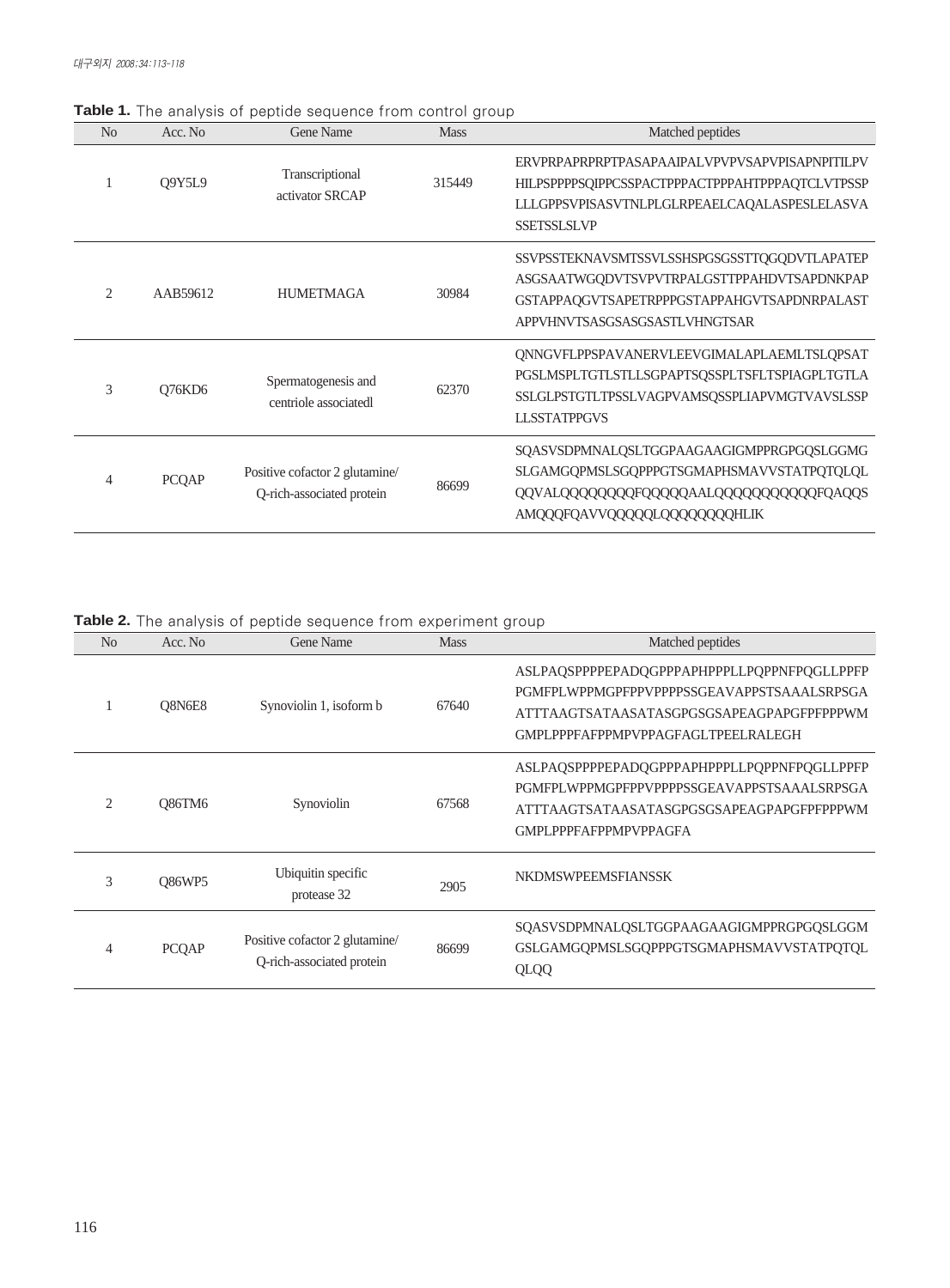**Table 1.** The analysis of peptide sequence from control group

| No | Acc. No | Gene Name | Mass | Matched peptides |
|---|---|---|---|---|
| 1 | Q9Y5L9 | Transcriptional activator SRCAP | 315449 | ERVPRPAPRPRPTPASAPAAIPALVPVPVSAPVPISAPNPITILPV HILPSPPPPSQIPPCSSPACTPPPACTPPPAHTPPPAQTCLVTPSSP LLLGPPSVPISASVTNLPLGLRPEAELCAQALASPESLELASVA SSETSSLSLVP |
| 2 | AAB59612 | HUMETMAGA | 30984 | SSVPSSTEKNAVSMTSSVLSSHSPGSGSSTTQGQDVTLAPATEP ASGSAATWGQDVTSVPVTRPALGSTTPPAHDVTSAPDNKPAP GSTAPPAQGVTSAPETRPPPGSTAPPAHGVTSAPDNRPALAST APPVHNVTSASGSASGSASTLVHNGTSAR |
| 3 | Q76KD6 | Spermatogenesis and centriole associatedl | 62370 | QNNGVFLPPSPAVANERVLEEVGIMALAPLAEMLTSLQPSAT PGSLMSPLTGTLSTLLSGPAPTSQSSPLTSFLTSPIAGPLTGTLA SSLGLPSTGTLTPSSLVAGPVAMSQSSPLIAPVMGTVAVSLSSP LLSSTATPPGVS |
| 4 | PCQAP | Positive cofactor 2 glutamine/ Q-rich-associated protein | 86699 | SQASVSDPMNALQSLTGGPAAGAAGIGMPPRGPGQSLGGMG SLGAMGQPMSLSGQPPPGTSGMAPHSMAVVSTATPQTQLQL QQVALQQQQQQQFQQQQQAALQQQQQQQQQQFQAQQS AMQQQFQAVVQQQQQLQQQQQQQQHLIK |

**Table 2.** The analysis of peptide sequence from experiment group

| No | Acc. No | Gene Name | Mass | Matched peptides |
|---|---|---|---|---|
| 1 | Q8N6E8 | Synoviolin 1, isoform b | 67640 | ASLPAQSPPPPEPADQGPPPAPHPPPLLPQPPNFPQGLLPPFP PGMFPLWPPMGPFPPVPPPPSSGEAVAPPSTSAAALSRPSGA ATTTAAGTSATAASATASGPGSGSAPEAGPAPGFPFPPPWM GMPLPPPFAFPPMPVPPAGFAGLTPEELRALEGH |
| 2 | Q86TM6 | Synoviolin | 67568 | ASLPAQSPPPPEPADQGPPPAPHPPPLLPQPPNFPQGLLPPFP PGMFPLWPPMGPFPPVPPPPSSGEAVAPPSTSAAALSRPSGA ATTTAAGTSATAASATASGPGSGSAPEAGPAPGFPFPPPWM GMPLPPPFAFPPMPVPPAGFA |
| 3 | Q86WP5 | Ubiquitin specific protease 32 | 2905 | NKDMSWPEEMSFIANSSK |
| 4 | PCQAP | Positive cofactor 2 glutamine/ Q-rich-associated protein | 86699 | SQASVSDPMNALQSLTGGPAAGAAGIGMPPRGPGQSLGGM GSLGAMGQPMSLSGQPPPGTSGMAPHSMAVVSTATPQTQL QLQQ |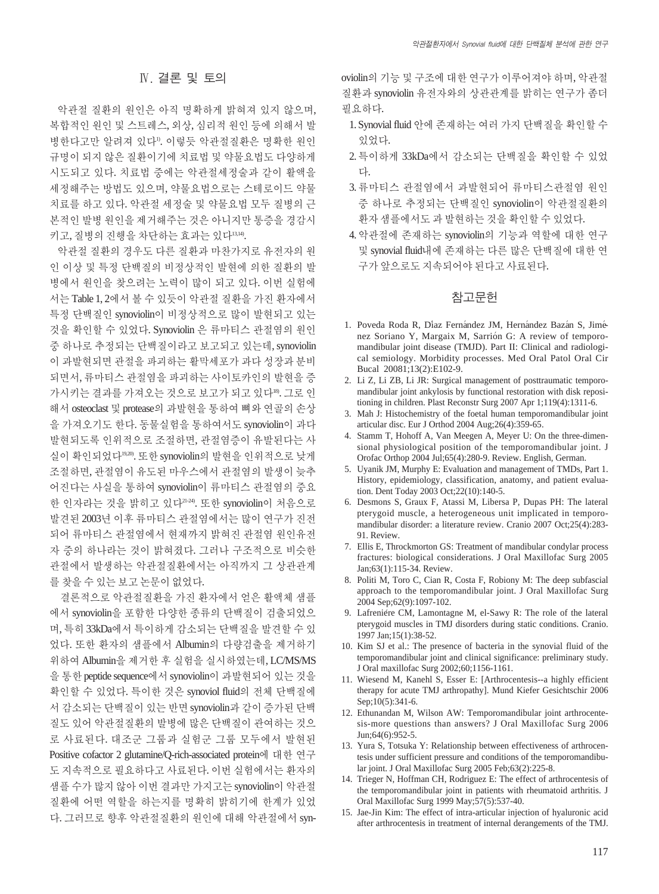## Ⅳ. 결론 및 토의

악관절 질환의 원인은 아직 명확하게 밝혀져 있지 않으며, 복합적인 원인 및 스트레스, 외상, 심리적 원인 등에 의해서 발병한다고만 알려져 있다[1]. 이렇듯 악관절질환은 명확한 원인 규명이 되지 않은 질환이기에 치료법 및 약물요법도 다양하게 시도되고 있다. 치료법 중에는 악관절세정술과 같이 활액을 세정해주는 방법도 있으며, 약물요법으로는 스테로이드 약물 치료를 하고 있다. 악관절 세정술 및 약물요법 모두 질병의 근본적인 발병 원인을 제거해주는 것은 아니지만 통증을 경감시키고, 질병의 진행을 차단하는 효과는 있다[13,14].

악관절 질환의 경우도 다른 질환과 마찬가지로 유전자의 원인 이상 및 특정 단백질의 비정상적인 발현에 의한 질환의 발병에서 원인을 찾으려는 노력이 많이 되고 있다. 이번 실험에서는 Table 1, 2에서 볼 수 있듯이 악관절 질환을 가진 환자에서 특정 단백질인 synoviolin이 비정상적으로 많이 발현되고 있는 것을 확인할 수 있었다. Synoviolin 은 류마티스 관절염의 원인 중 하나로 추정되는 단백질이라고 보고되고 있는데, synoviolin이 과발현되면 관절을 파괴하는 활막세포가 과다 성장과 분비되면서, 류마티스 관절염을 파괴하는 사이토카인의 발현을 증가시키는 결과를 가져오는 것으로 보고가 되고 있다[18]. 그로 인해서 osteoclast 및 protease의 과발현을 통하여 뼈와 연골의 손상을 가져오기도 한다. 동물실험을 통하여서도 synoviolin이 과다 발현되도록 인위적으로 조절하면, 관절염증이 유발된다는 사실이 확인되었다[19,20]. 또한 synoviolin의 발현을 인위적으로 낮게 조절하면, 관절염이 유도된 마우스에서 관절염의 발생이 늦추어진다는 사실을 통하여 synoviolin이 류마티스 관절염의 중요한 인자라는 것을 밝히고 있다[21-24]. 또한 synoviolin이 처음으로 발견된 2003년 이후 류마티스 관절염에서는 많이 연구가 진전되어 류마티스 관절염에서 현재까지 밝혀진 관절염 원인유전자 중의 하나라는 것이 밝혀졌다. 그러나 구조적으로 비슷한 관절에서 발생하는 악관절질환에서는 아직까지 그 상관관계를 찾을 수 있는 보고 논문이 없었다.

결론적으로 악관절질환을 가진 환자에서 얻은 활액체 샘플에서 synoviolin을 포함한 다양한 종류의 단백질이 검출되었으며, 특히 33kDa에서 특이하게 감소되는 단백질을 발견할 수 있었다. 또한 환자의 샘플에서 Albumin의 다량검출을 제거하기 위하여 Albumin을 제거한 후 실험을 실시하였는데, LC/MS/MS을 통한 peptide sequence에서 synoviolin이 과발현되어 있는 것을 확인할 수 있었다. 특이한 것은 synoviol fluid의 전체 단백질에서 감소되는 단백질이 있는 반면 synoviolin과 같이 증가된 단백질도 있어 악관절질환의 발병에 많은 단백질이 관여하는 것으로 사료된다. 대조군 그룹과 실험군 그룹 모두에서 발현된 Positive cofactor 2 glutamine/Q-rich-associated protein에 대한 연구도 지속적으로 필요하다고 사료된다. 이번 실험에서는 환자의 샘플 수가 많지 않아 이번 결과만 가지고는 synoviolin이 악관절질환에 어떤 역할을 하는지를 명확히 밝히기에 한계가 있었다. 그러므로 향후 악관절질환의 원인에 대해 악관절에서 synoviolin의 기능 및 구조에 대한 연구가 이루어져야 하며, 악관절질환과 synoviolin 유전자와의 상관관계를 밝히는 연구가 좀더 필요하다.

1. Synovial fluid 안에 존재하는 여러 가지 단백질을 확인할 수 있었다.
2. 특이하게 33kDa에서 감소되는 단백질을 확인할 수 있었다.
3. 류마티스 관절염에서 과발현되어 류마티스관절염 원인 중 하나로 추정되는 단백질인 synoviolin이 악관절질환의 환자 샘플에서도 과 발현하는 것을 확인할 수 있었다.
4. 악관절에 존재하는 synoviolin의 기능과 역할에 대한 연구 및 synovial fluid내에 존재하는 다른 많은 단백질에 대한 연구가 앞으로도 지속되어야 된다고 사료된다.

## 참고문헌

1. Poveda Roda R, Díaz Fernández JM, Hernández Bazán S, Jiménez Soriano Y, Margaix M, Sarrión G: A review of temporomandibular joint disease (TMJD). Part II: Clinical and radiological semiology. Morbidity processes. Med Oral Patol Oral Cir Bucal 20081;13(2):E102-9.
2. Li Z, Li ZB, Li JR: Surgical management of posttraumatic temporomandibular joint ankylosis by functional restoration with disk repositioning in children. Plast Reconstr Surg 2007 Apr 1;119(4):1311-6.
3. Mah J: Histochemistry of the foetal human temporomandibular joint articular disc. Eur J Orthod 2004 Aug;26(4):359-65.
4. Stamm T, Hohoff A, Van Meegen A, Meyer U: On the three-dimensional physiological position of the temporomandibular joint. J Orofac Orthop 2004 Jul;65(4):280-9. Review. English, German.
5. Uyanik JM, Murphy E: Evaluation and management of TMDs, Part 1. History, epidemiology, classification, anatomy, and patient evaluation. Dent Today 2003 Oct;22(10):140-5.
6. Desmons S, Graux F, Atassi M, Libersa P, Dupas PH: The lateral pterygoid muscle, a heterogeneous unit implicated in temporomandibular disorder: a literature review. Cranio 2007 Oct;25(4):283-91. Review.
7. Ellis E, Throckmorton GS: Treatment of mandibular condylar process fractures: biological considerations. J Oral Maxillofac Surg 2005 Jan;63(1):115-34. Review.
8. Politi M, Toro C, Cian R, Costa F, Robiony M: The deep subfascial approach to the temporomandibular joint. J Oral Maxillofac Surg 2004 Sep;62(9):1097-102.
9. Lafreniére CM, Lamontagne M, el-Sawy R: The role of the lateral pterygoid muscles in TMJ disorders during static conditions. Cranio. 1997 Jan;15(1):38-52.
10. Kim SJ et al.: The presence of bacteria in the synovial fluid of the temporomandibular joint and clinical significance: preliminary study. J Oral maxillofac Surg 2002;60;1156-1161.
11. Wiesend M, Kanehl S, Esser E: [Arthrocentesis--a highly efficient therapy for acute TMJ arthropathy]. Mund Kiefer Gesichtschir 2006 Sep;10(5):341-6.
12. Ethunandan M, Wilson AW: Temporomandibular joint arthrocentesis-more questions than answers? J Oral Maxillofac Surg 2006 Jun;64(6):952-5.
13. Yura S, Totsuka Y: Relationship between effectiveness of arthrocentesis under sufficient pressure and conditions of the temporomandibular joint. J Oral Maxillofac Surg 2005 Feb;63(2):225-8.
14. Trieger N, Hoffman CH, Rodriguez E: The effect of arthrocentesis of the temporomandibular joint in patients with rheumatoid arthritis. J Oral Maxillofac Surg 1999 May;57(5):537-40.
15. Jae-Jin Kim: The effect of intra-articular injection of hyaluronic acid after arthrocentesis in treatment of internal derangements of the TMJ.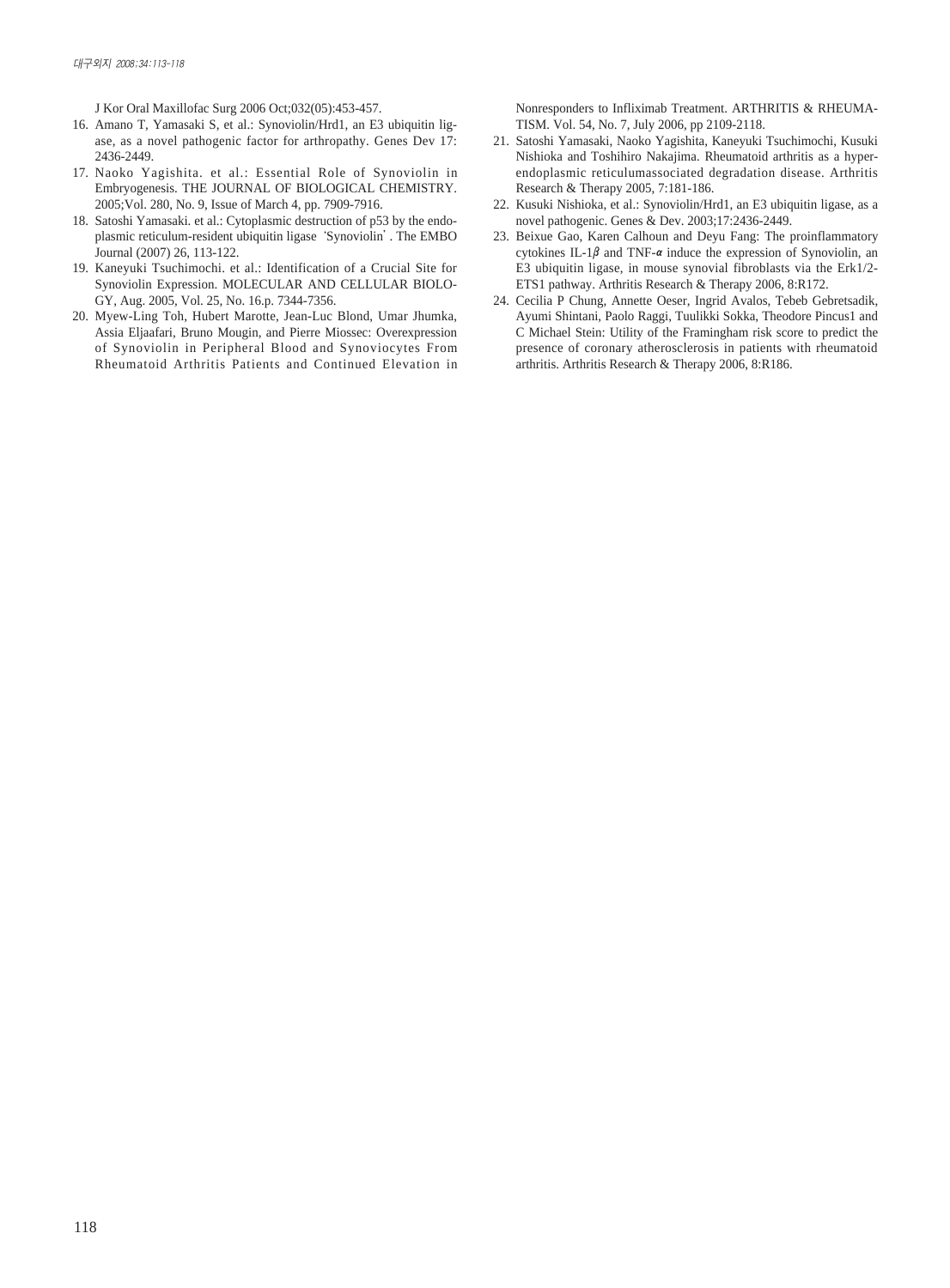J Kor Oral Maxillofac Surg 2006 Oct;032(05):453-457.

16. Amano T, Yamasaki S, et al.: Synoviolin/Hrd1, an E3 ubiquitin ligase, as a novel pathogenic factor for arthropathy. Genes Dev 17: 2436-2449.
17. Naoko Yagishita. et al.: Essential Role of Synoviolin in Embryogenesis. THE JOURNAL OF BIOLOGICAL CHEMISTRY. 2005;Vol. 280, No. 9, Issue of March 4, pp. 7909-7916.
18. Satoshi Yamasaki. et al.: Cytoplasmic destruction of p53 by the endoplasmic reticulum-resident ubiquitin ligase 'Synoviolin'. The EMBO Journal (2007) 26, 113-122.
19. Kaneyuki Tsuchimochi. et al.: Identification of a Crucial Site for Synoviolin Expression. MOLECULAR AND CELLULAR BIOLOGY, Aug. 2005, Vol. 25, No. 16.p. 7344-7356.
20. Myew-Ling Toh, Hubert Marotte, Jean-Luc Blond, Umar Jhumka, Assia Eljaafari, Bruno Mougin, and Pierre Miossec: Overexpression of Synoviolin in Peripheral Blood and Synoviocytes From Rheumatoid Arthritis Patients and Continued Elevation in Nonresponders to Infliximab Treatment. ARTHRITIS & RHEUMATISM. Vol. 54, No. 7, July 2006, pp 2109-2118.
21. Satoshi Yamasaki, Naoko Yagishita, Kaneyuki Tsuchimochi, Kusuki Nishioka and Toshihiro Nakajima. Rheumatoid arthritis as a hyper-endoplasmic reticulumassociated degradation disease. Arthritis Research & Therapy 2005, 7:181-186.
22. Kusuki Nishioka, et al.: Synoviolin/Hrd1, an E3 ubiquitin ligase, as a novel pathogenic. Genes & Dev. 2003;17:2436-2449.
23. Beixue Gao, Karen Calhoun and Deyu Fang: The proinflammatory cytokines IL-1$\beta$ and TNF-$\alpha$ induce the expression of Synoviolin, an E3 ubiquitin ligase, in mouse synovial fibroblasts via the Erk1/2-ETS1 pathway. Arthritis Research & Therapy 2006, 8:R172.
24. Cecilia P Chung, Annette Oeser, Ingrid Avalos, Tebeb Gebretsadik, Ayumi Shintani, Paolo Raggi, Tuulikki Sokka, Theodore Pincus1 and C Michael Stein: Utility of the Framingham risk score to predict the presence of coronary atherosclerosis in patients with rheumatoid arthritis. Arthritis Research & Therapy 2006, 8:R186.